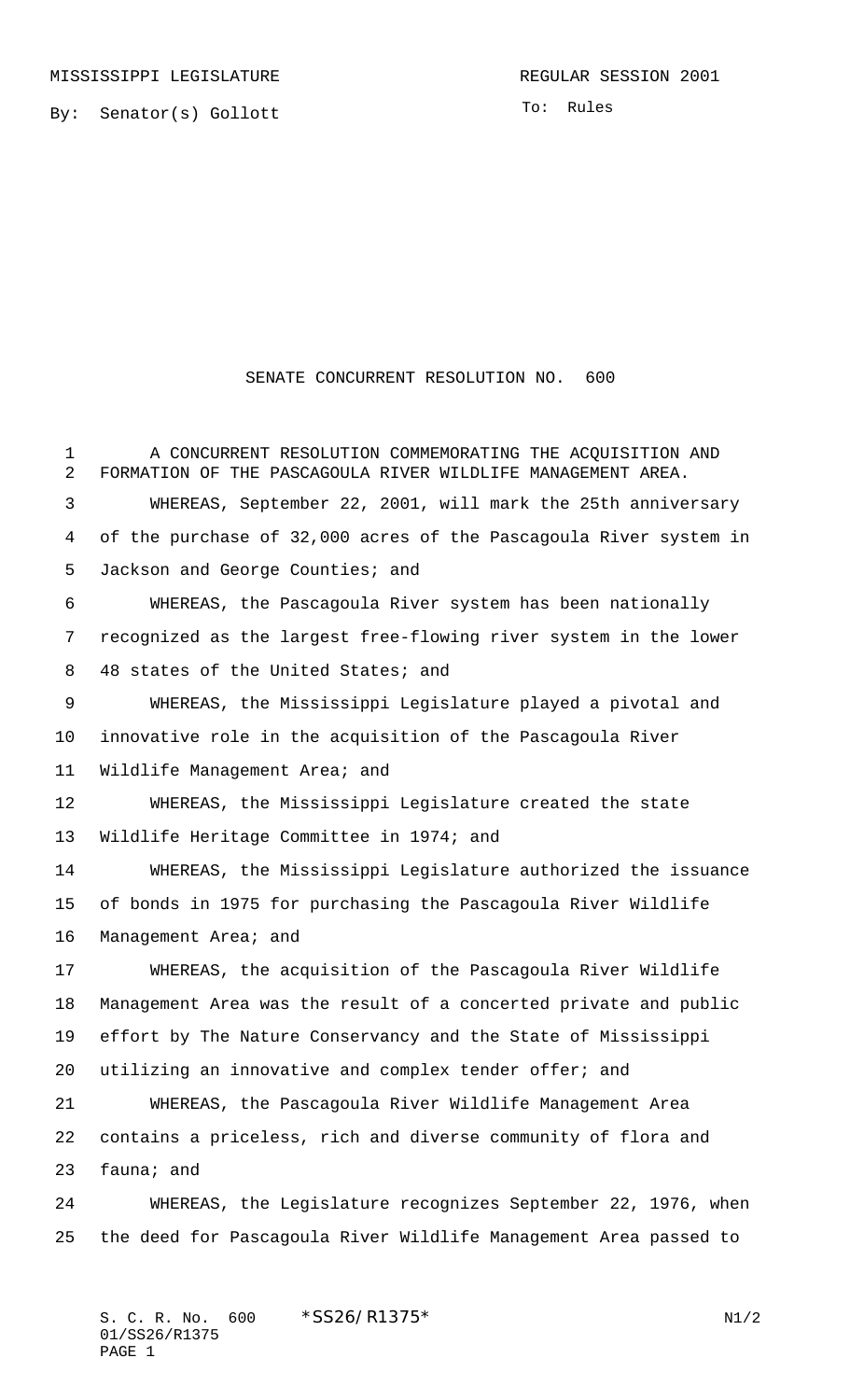MISSISSIPPI LEGISLATURE REGULAR SESSION 2001

By: Senator(s) Gollott

To: Rules

# SENATE CONCURRENT RESOLUTION NO. 600

A CONCURRENT RESOLUTION COMMEMORATING THE ACQUISITION AND FORMATION OF THE PASCAGOULA RIVER WILDLIFE MANAGEMENT AREA.

WHEREAS, September 22, 2001, will mark the 25th anniversary of the purchase of 32,000 acres of the Pascagoula River system in Jackson and George Counties; and

WHEREAS, the Pascagoula River system has been nationally recognized as the largest free-flowing river system in the lower 48 states of the United States; and

WHEREAS, the Mississippi Legislature played a pivotal and innovative role in the acquisition of the Pascagoula River Wildlife Management Area; and

WHEREAS, the Mississippi Legislature created the state Wildlife Heritage Committee in 1974; and

WHEREAS, the Mississippi Legislature authorized the issuance of bonds in 1975 for purchasing the Pascagoula River Wildlife Management Area; and

WHEREAS, the acquisition of the Pascagoula River Wildlife Management Area was the result of a concerted private and public effort by The Nature Conservancy and the State of Mississippi utilizing an innovative and complex tender offer; and

WHEREAS, the Pascagoula River Wildlife Management Area contains a priceless, rich and diverse community of flora and fauna; and

WHEREAS, the Legislature recognizes September 22, 1976, when the deed for Pascagoula River Wildlife Management Area passed to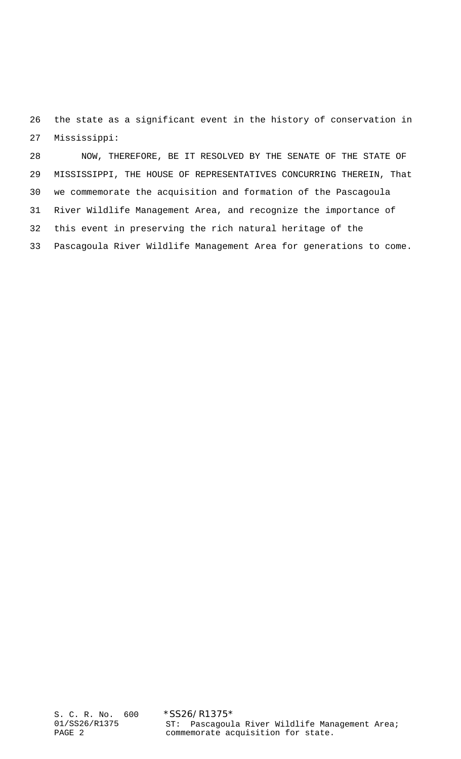the state as a significant event in the history of conservation in Mississippi:

NOW, THEREFORE, BE IT RESOLVED BY THE SENATE OF THE STATE OF MISSISSIPPI, THE HOUSE OF REPRESENTATIVES CONCURRING THEREIN, That we commemorate the acquisition and formation of the Pascagoula River Wildlife Management Area, and recognize the importance of this event in preserving the rich natural heritage of the Pascagoula River Wildlife Management Area for generations to come.